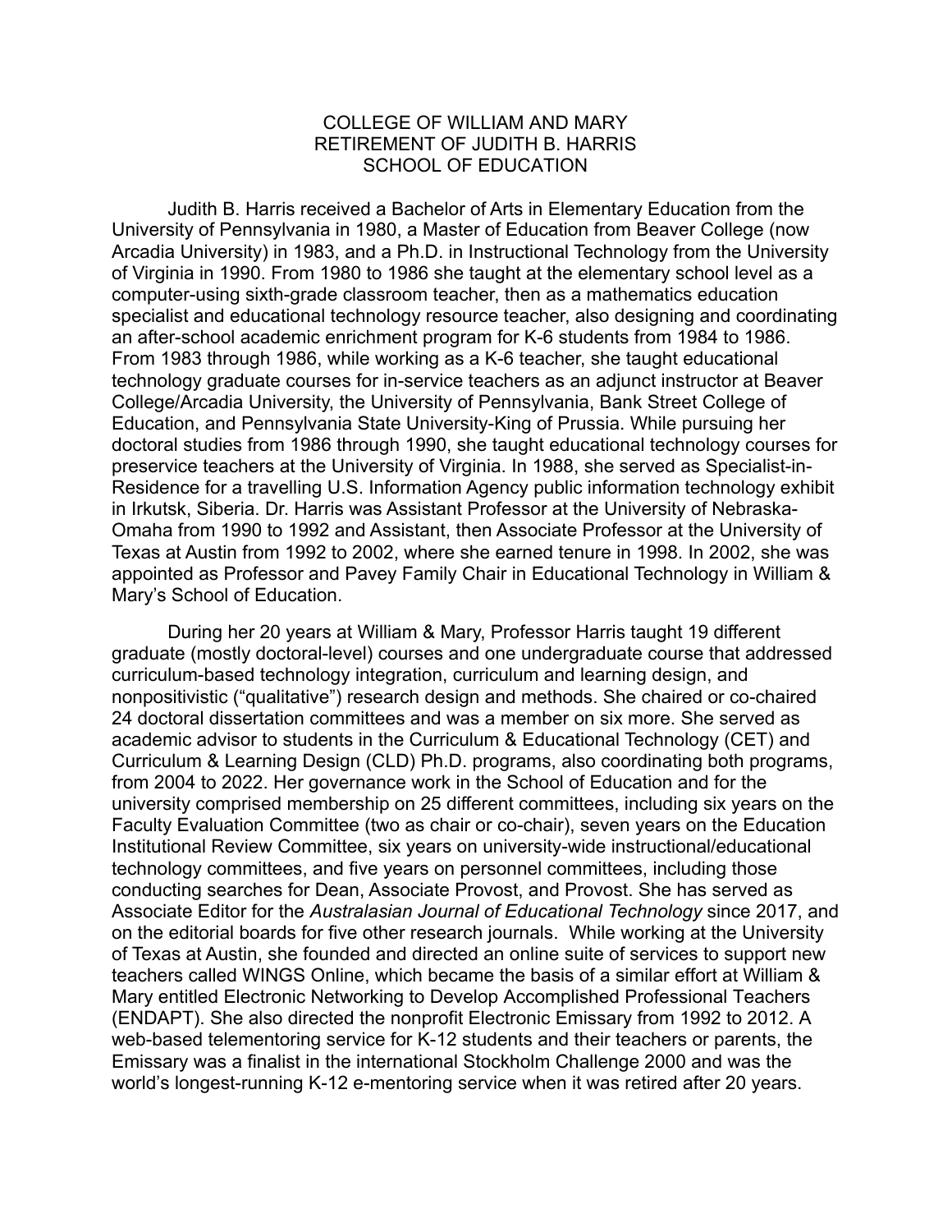# COLLEGE OF WILLIAM AND MARY
# RETIREMENT OF JUDITH B. HARRIS
# SCHOOL OF EDUCATION

Judith B. Harris received a Bachelor of Arts in Elementary Education from the University of Pennsylvania in 1980, a Master of Education from Beaver College (now Arcadia University) in 1983, and a Ph.D. in Instructional Technology from the University of Virginia in 1990. From 1980 to 1986 she taught at the elementary school level as a computer-using sixth-grade classroom teacher, then as a mathematics education specialist and educational technology resource teacher, also designing and coordinating an after-school academic enrichment program for K-6 students from 1984 to 1986. From 1983 through 1986, while working as a K-6 teacher, she taught educational technology graduate courses for in-service teachers as an adjunct instructor at Beaver College/Arcadia University, the University of Pennsylvania, Bank Street College of Education, and Pennsylvania State University-King of Prussia. While pursuing her doctoral studies from 1986 through 1990, she taught educational technology courses for preservice teachers at the University of Virginia. In 1988, she served as Specialist-in-Residence for a travelling U.S. Information Agency public information technology exhibit in Irkutsk, Siberia. Dr. Harris was Assistant Professor at the University of Nebraska-Omaha from 1990 to 1992 and Assistant, then Associate Professor at the University of Texas at Austin from 1992 to 2002, where she earned tenure in 1998. In 2002, she was appointed as Professor and Pavey Family Chair in Educational Technology in William & Mary's School of Education.

During her 20 years at William & Mary, Professor Harris taught 19 different graduate (mostly doctoral-level) courses and one undergraduate course that addressed curriculum-based technology integration, curriculum and learning design, and nonpositivistic ("qualitative") research design and methods. She chaired or co-chaired 24 doctoral dissertation committees and was a member on six more. She served as academic advisor to students in the Curriculum & Educational Technology (CET) and Curriculum & Learning Design (CLD) Ph.D. programs, also coordinating both programs, from 2004 to 2022. Her governance work in the School of Education and for the university comprised membership on 25 different committees, including six years on the Faculty Evaluation Committee (two as chair or co-chair), seven years on the Education Institutional Review Committee, six years on university-wide instructional/educational technology committees, and five years on personnel committees, including those conducting searches for Dean, Associate Provost, and Provost. She has served as Associate Editor for the *Australasian Journal of Educational Technology* since 2017, and on the editorial boards for five other research journals. While working at the University of Texas at Austin, she founded and directed an online suite of services to support new teachers called WINGS Online, which became the basis of a similar effort at William & Mary entitled Electronic Networking to Develop Accomplished Professional Teachers (ENDAPT). She also directed the nonprofit Electronic Emissary from 1992 to 2012. A web-based telementoring service for K-12 students and their teachers or parents, the Emissary was a finalist in the international Stockholm Challenge 2000 and was the world's longest-running K-12 e-mentoring service when it was retired after 20 years.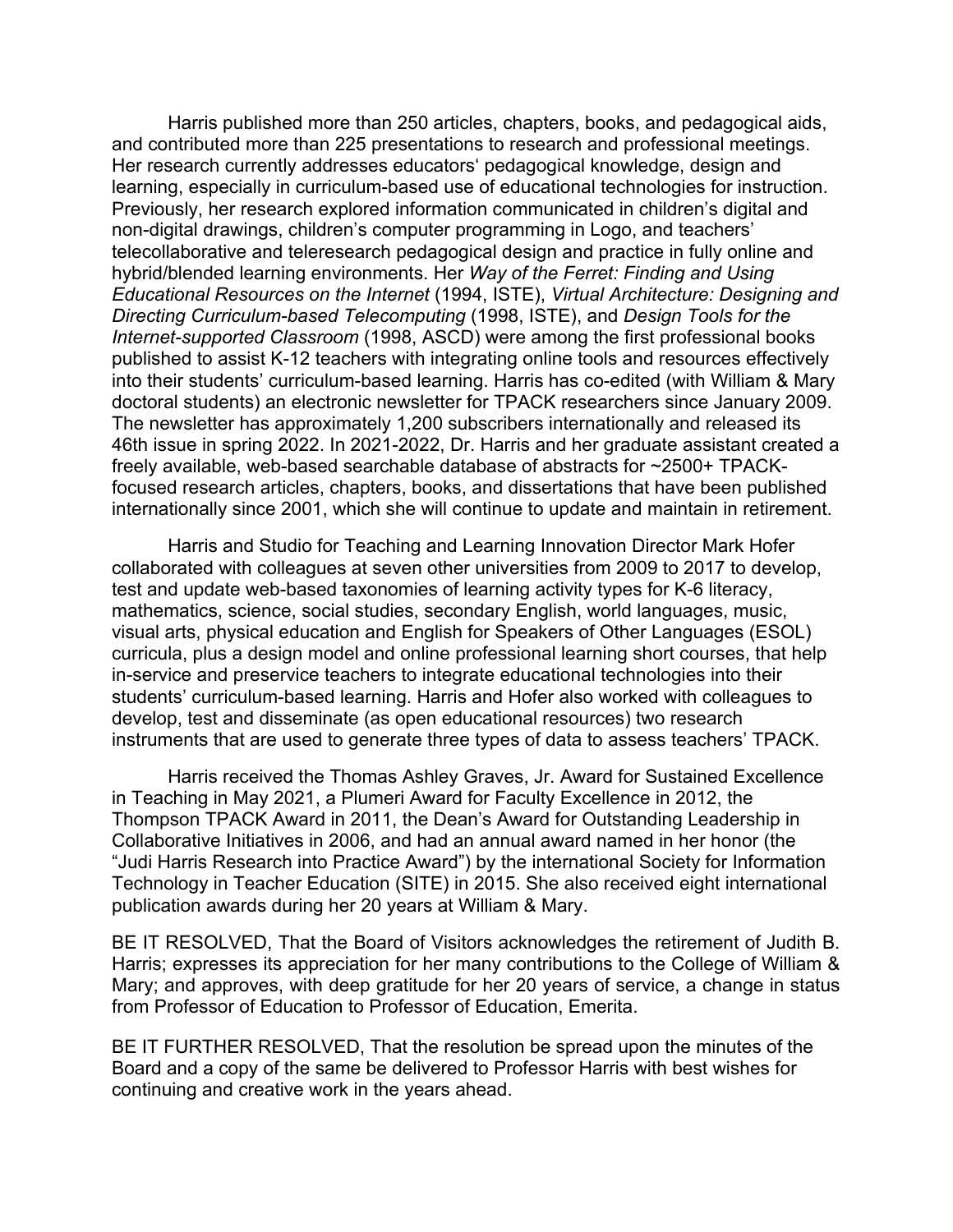Harris published more than 250 articles, chapters, books, and pedagogical aids, and contributed more than 225 presentations to research and professional meetings. Her research currently addresses educators' pedagogical knowledge, design and learning, especially in curriculum-based use of educational technologies for instruction. Previously, her research explored information communicated in children's digital and non-digital drawings, children's computer programming in Logo, and teachers' telecollaborative and teleresearch pedagogical design and practice in fully online and hybrid/blended learning environments. Her *Way of the Ferret: Finding and Using Educational Resources on the Internet* (1994, ISTE), *Virtual Architecture: Designing and Directing Curriculum-based Telecomputing* (1998, ISTE), and *Design Tools for the Internet-supported Classroom* (1998, ASCD) were among the first professional books published to assist K-12 teachers with integrating online tools and resources effectively into their students' curriculum-based learning. Harris has co-edited (with William & Mary doctoral students) an electronic newsletter for TPACK researchers since January 2009. The newsletter has approximately 1,200 subscribers internationally and released its 46th issue in spring 2022. In 2021-2022, Dr. Harris and her graduate assistant created a freely available, web-based searchable database of abstracts for ~2500+ TPACK-focused research articles, chapters, books, and dissertations that have been published internationally since 2001, which she will continue to update and maintain in retirement.

Harris and Studio for Teaching and Learning Innovation Director Mark Hofer collaborated with colleagues at seven other universities from 2009 to 2017 to develop, test and update web-based taxonomies of learning activity types for K-6 literacy, mathematics, science, social studies, secondary English, world languages, music, visual arts, physical education and English for Speakers of Other Languages (ESOL) curricula, plus a design model and online professional learning short courses, that help in-service and preservice teachers to integrate educational technologies into their students' curriculum-based learning. Harris and Hofer also worked with colleagues to develop, test and disseminate (as open educational resources) two research instruments that are used to generate three types of data to assess teachers' TPACK.

Harris received the Thomas Ashley Graves, Jr. Award for Sustained Excellence in Teaching in May 2021, a Plumeri Award for Faculty Excellence in 2012, the Thompson TPACK Award in 2011, the Dean's Award for Outstanding Leadership in Collaborative Initiatives in 2006, and had an annual award named in her honor (the "Judi Harris Research into Practice Award") by the international Society for Information Technology in Teacher Education (SITE) in 2015. She also received eight international publication awards during her 20 years at William & Mary.

BE IT RESOLVED, That the Board of Visitors acknowledges the retirement of Judith B. Harris; expresses its appreciation for her many contributions to the College of William & Mary; and approves, with deep gratitude for her 20 years of service, a change in status from Professor of Education to Professor of Education, Emerita.

BE IT FURTHER RESOLVED, That the resolution be spread upon the minutes of the Board and a copy of the same be delivered to Professor Harris with best wishes for continuing and creative work in the years ahead.